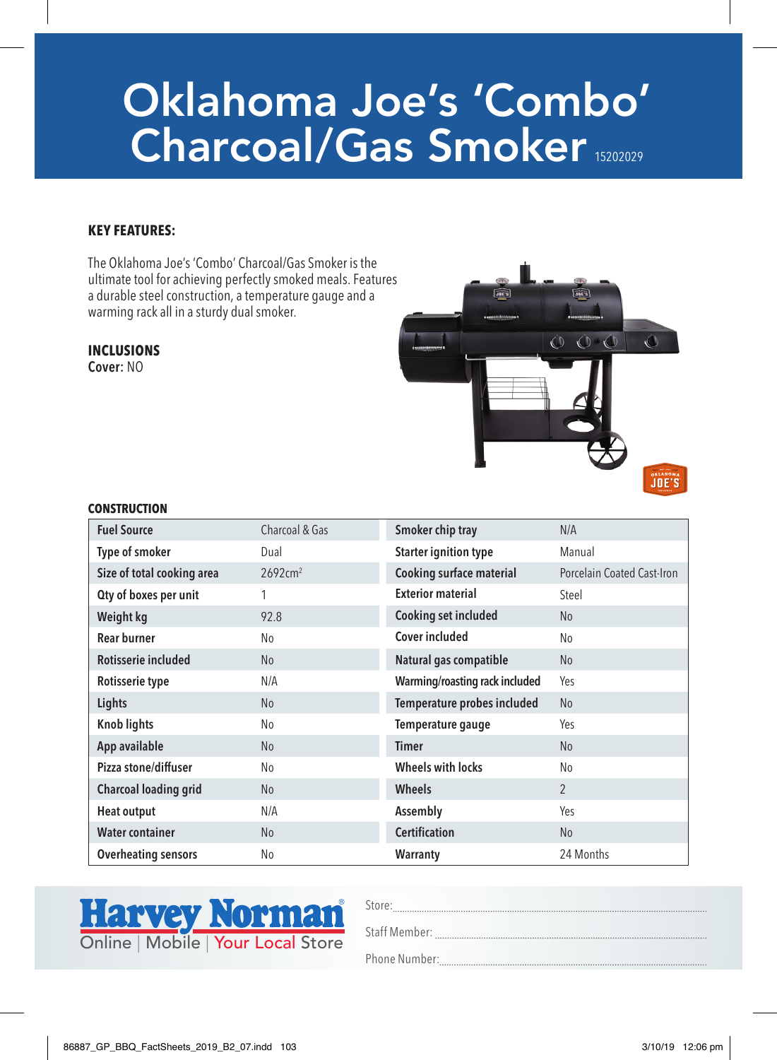# Oklahoma Joe's 'Combo' Charcoal/Gas Smoker 15202029

### KEY FEATURES:

The Oklahoma Joe's 'Combo' Charcoal/Gas Smoker is the ultimate tool for achieving perfectly smoked meals. Features a durable steel construction, a temperature gauge and a warming rack all in a sturdy dual smoker.

### INCLUSIONS

**Cover:** NO

### CONSTRUCTION

| | | | |
|---|---|---|---|
| **Fuel Source** | Charcoal & Gas | **Smoker chip tray** | N/A |
| **Type of smoker** | Dual | **Starter ignition type** | Manual |
| **Size of total cooking area** | 2692cm² | **Cooking surface material** | Porcelain Coated Cast-Iron |
| **Qty of boxes per unit** | 1 | **Exterior material** | Steel |
| **Weight kg** | 92.8 | **Cooking set included** | No |
| **Rear burner** | No | **Cover included** | No |
| **Rotisserie included** | No | **Natural gas compatible** | No |
| **Rotisserie type** | N/A | **Warming/roasting rack included** | Yes |
| **Lights** | No | **Temperature probes included** | No |
| **Knob lights** | No | **Temperature gauge** | Yes |
| **App available** | No | **Timer** | No |
| **Pizza stone/diffuser** | No | **Wheels with locks** | No |
| **Charcoal loading grid** | No | **Wheels** | 2 |
| **Heat output** | N/A | **Assembly** | Yes |
| **Water container** | No | **Certification** | No |
| **Overheating sensors** | No | **Warranty** | 24 Months |

Harvey Norman® Online | Mobile | Your Local Store

Store: ......................................................

Staff Member: ......................................................

Phone Number: ......................................................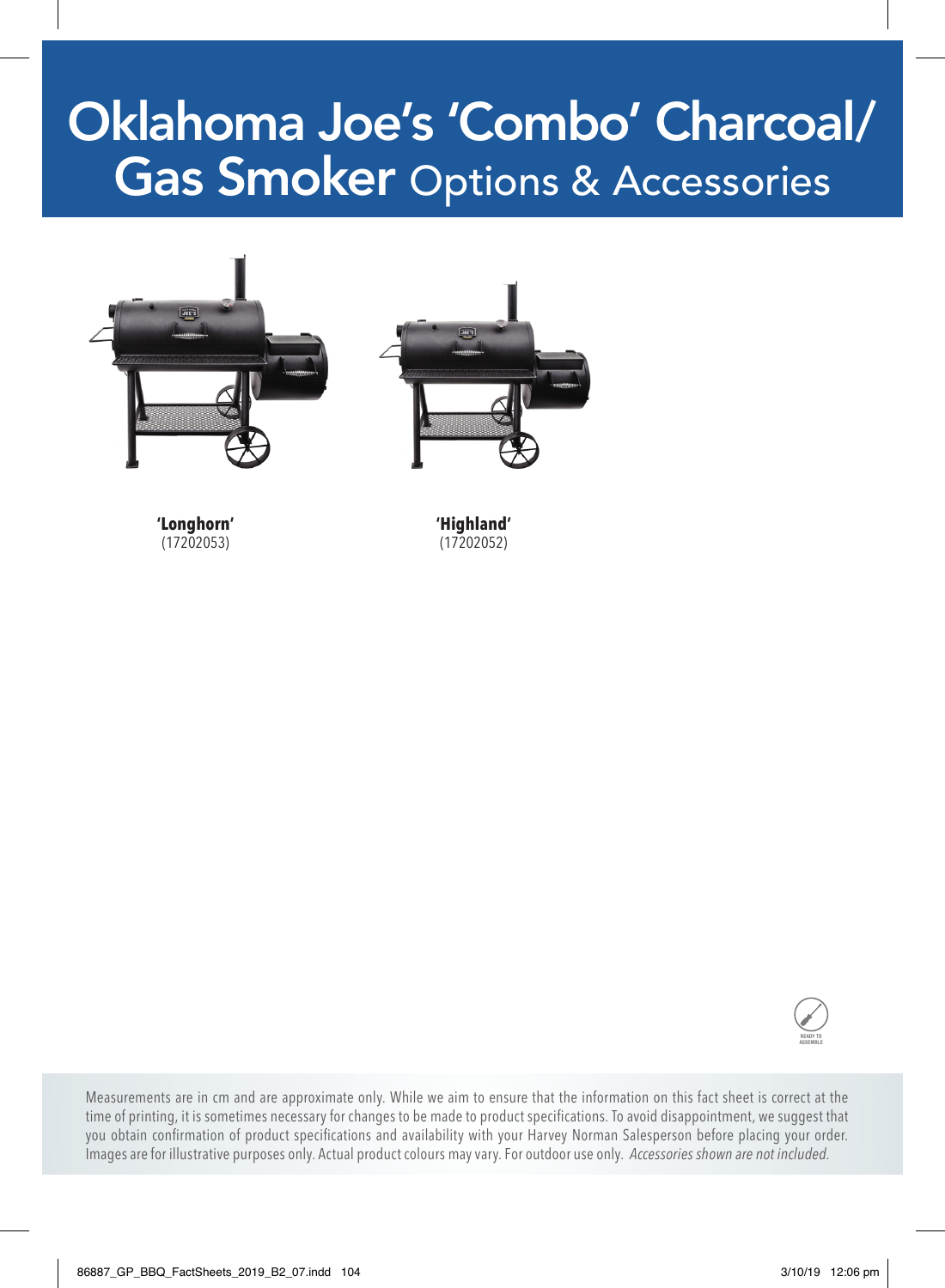# Oklahoma Joe's 'Combo' Charcoal/ Gas Smoker Options & Accessories

**'Longhorn'**
(17202053)

**'Highland'**
(17202052)

READY TO ASSEMBLE

Measurements are in cm and are approximate only. While we aim to ensure that the information on this fact sheet is correct at the time of printing, it is sometimes necessary for changes to be made to product specifications. To avoid disappointment, we suggest that you obtain confirmation of product specifications and availability with your Harvey Norman Salesperson before placing your order. Images are for illustrative purposes only. Actual product colours may vary. For outdoor use only. *Accessories shown are not included.*